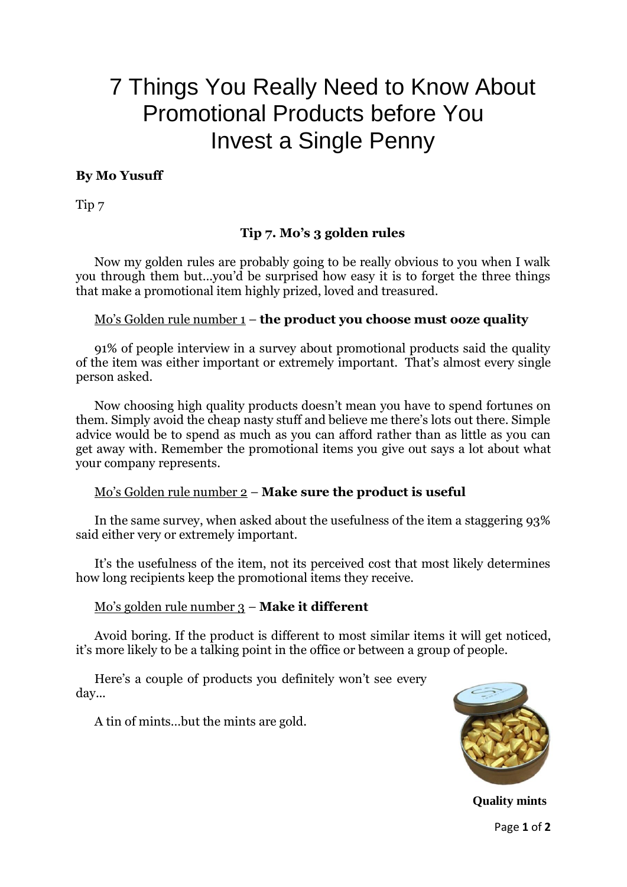# 7 Things You Really Need to Know About Promotional Products before You Invest a Single Penny

**By Mo Yusuff**

Tip 7

### Tip 7. Mo's 3 golden rules

Now my golden rules are probably going to be really obvious to you when I walk you through them but…you'd be surprised how easy it is to forget the three things that make a promotional item highly prized, loved and treasured.

Mo's Golden rule number 1 – **the product you choose must ooze quality**

91% of people interview in a survey about promotional products said the quality of the item was either important or extremely important. That's almost every single person asked.

Now choosing high quality products doesn't mean you have to spend fortunes on them. Simply avoid the cheap nasty stuff and believe me there's lots out there. Simple advice would be to spend as much as you can afford rather than as little as you can get away with. Remember the promotional items you give out says a lot about what your company represents.

Mo's Golden rule number 2 – **Make sure the product is useful**

In the same survey, when asked about the usefulness of the item a staggering 93% said either very or extremely important.

It's the usefulness of the item, not its perceived cost that most likely determines how long recipients keep the promotional items they receive.

Mo's golden rule number 3 – **Make it different**

Avoid boring. If the product is different to most similar items it will get noticed, it's more likely to be a talking point in the office or between a group of people.

Here's a couple of products you definitely won't see every day…

A tin of mints…but the mints are gold.

**Quality mints**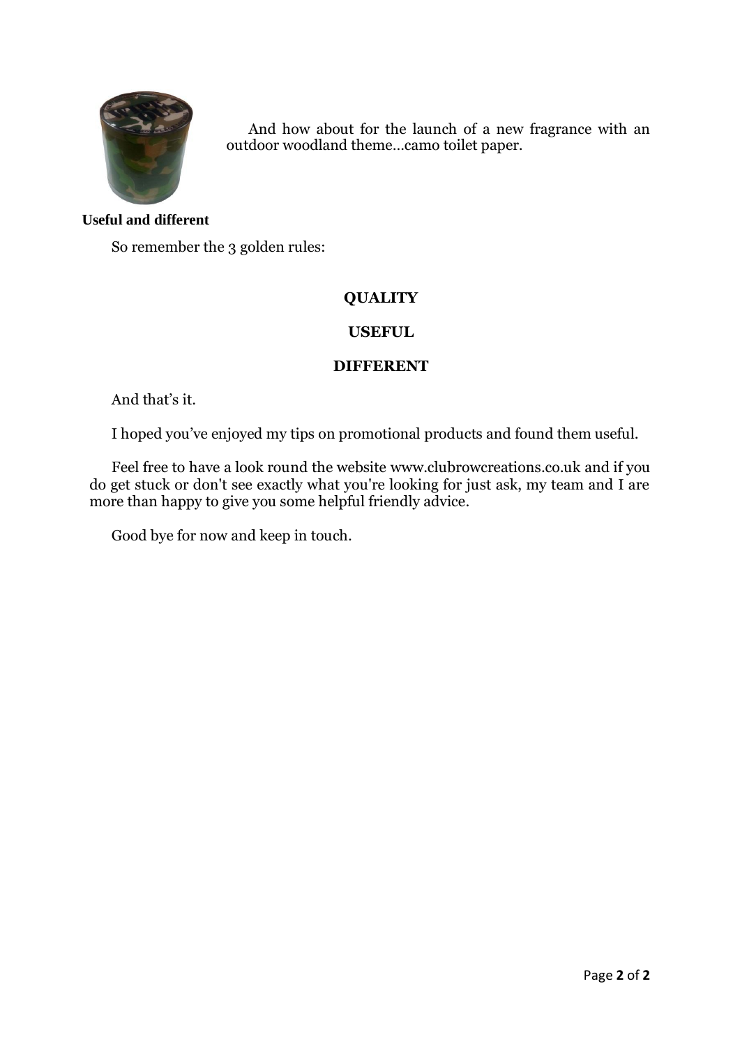And how about for the launch of a new fragrance with an outdoor woodland theme…camo toilet paper.

**Useful and different**

So remember the 3 golden rules:

**QUALITY**

**USEFUL**

**DIFFERENT**

And that's it.

I hoped you've enjoyed my tips on promotional products and found them useful.

Feel free to have a look round the website www.clubrowcreations.co.uk and if you do get stuck or don't see exactly what you're looking for just ask, my team and I are more than happy to give you some helpful friendly advice.

Good bye for now and keep in touch.